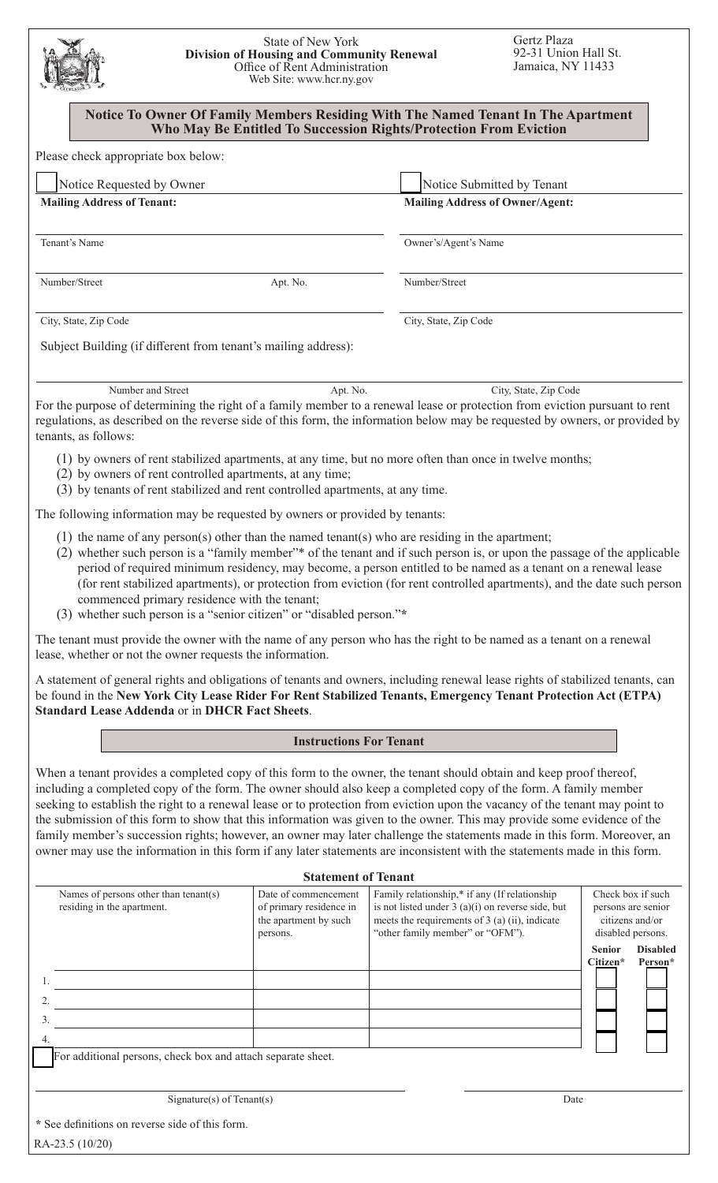State of New York
**Division of Housing and Community Renewal**
Office of Rent Administration
Web Site: www.hcr.ny.gov

Gertz Plaza
92-31 Union Hall St.
Jamaica, NY 11433

## Notice To Owner Of Family Members Residing With The Named Tenant In The Apartment Who May Be Entitled To Succession Rights/Protection From Eviction

Please check appropriate box below:

☐ Notice Requested by Owner

☐ Notice Submitted by Tenant

**Mailing Address of Tenant:**

Tenant's Name

Number/Street — Apt. No.

City, State, Zip Code

**Mailing Address of Owner/Agent:**

Owner's/Agent's Name

Number/Street

City, State, Zip Code

Subject Building (if different from tenant's mailing address):

Number and Street — Apt. No. — City, State, Zip Code

For the purpose of determining the right of a family member to a renewal lease or protection from eviction pursuant to rent regulations, as described on the reverse side of this form, the information below may be requested by owners, or provided by tenants, as follows:

(1) by owners of rent stabilized apartments, at any time, but no more often than once in twelve months;
(2) by owners of rent controlled apartments, at any time;
(3) by tenants of rent stabilized and rent controlled apartments, at any time.

The following information may be requested by owners or provided by tenants:

(1) the name of any person(s) other than the named tenant(s) who are residing in the apartment;
(2) whether such person is a "family member"* of the tenant and if such person is, or upon the passage of the applicable period of required minimum residency, may become, a person entitled to be named as a tenant on a renewal lease (for rent stabilized apartments), or protection from eviction (for rent controlled apartments), and the date such person commenced primary residence with the tenant;
(3) whether such person is a "senior citizen" or "disabled person."*

The tenant must provide the owner with the name of any person who has the right to be named as a tenant on a renewal lease, whether or not the owner requests the information.

A statement of general rights and obligations of tenants and owners, including renewal lease rights of stabilized tenants, can be found in the **New York City Lease Rider For Rent Stabilized Tenants, Emergency Tenant Protection Act (ETPA) Standard Lease Addenda** or in **DHCR Fact Sheets**.

### Instructions For Tenant

When a tenant provides a completed copy of this form to the owner, the tenant should obtain and keep proof thereof, including a completed copy of the form. The owner should also keep a completed copy of the form. A family member seeking to establish the right to a renewal lease or to protection from eviction upon the vacancy of the tenant may point to the submission of this form to show that this information was given to the owner. This may provide some evidence of the family member's succession rights; however, an owner may later challenge the statements made in this form. Moreover, an owner may use the information in this form if any later statements are inconsistent with the statements made in this form.

### Statement of Tenant

| Names of persons other than tenant(s) residing in the apartment. | Date of commencement of primary residence in the apartment by such persons. | Family relationship,* if any (If relationship is not listed under 3 (a)(i) on reverse side, but meets the requirements of 3 (a) (ii), indicate "other family member" or "OFM"). | Check box if such persons are senior citizens and/or disabled persons. | |
|---|---|---|---|---|
| | | | **Senior Citizen*** | **Disabled Person*** |
| 1. | | | ☐ | ☐ |
| 2. | | | ☐ | ☐ |
| 3. | | | ☐ | ☐ |
| 4. | | | ☐ | ☐ |

☐ For additional persons, check box and attach separate sheet.

Signature(s) of Tenant(s) — Date

**\*** See definitions on reverse side of this form.

RA-23.5 (10/20)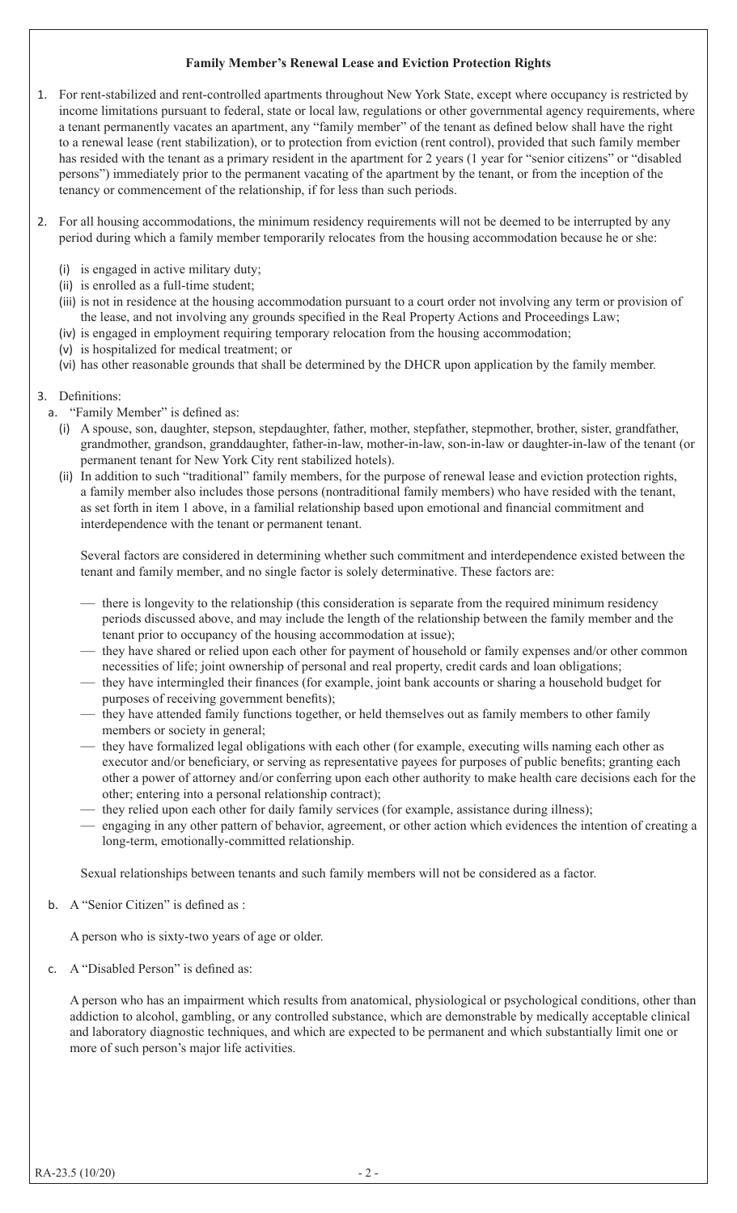**Family Member's Renewal Lease and Eviction Protection Rights**

1. For rent-stabilized and rent-controlled apartments throughout New York State, except where occupancy is restricted by income limitations pursuant to federal, state or local law, regulations or other governmental agency requirements, where a tenant permanently vacates an apartment, any "family member" of the tenant as defined below shall have the right to a renewal lease (rent stabilization), or to protection from eviction (rent control), provided that such family member has resided with the tenant as a primary resident in the apartment for 2 years (1 year for "senior citizens" or "disabled persons") immediately prior to the permanent vacating of the apartment by the tenant, or from the inception of the tenancy or commencement of the relationship, if for less than such periods.

2. For all housing accommodations, the minimum residency requirements will not be deemed to be interrupted by any period during which a family member temporarily relocates from the housing accommodation because he or she:

   (i) is engaged in active military duty;
   (ii) is enrolled as a full-time student;
   (iii) is not in residence at the housing accommodation pursuant to a court order not involving any term or provision of the lease, and not involving any grounds specified in the Real Property Actions and Proceedings Law;
   (iv) is engaged in employment requiring temporary relocation from the housing accommodation;
   (v) is hospitalized for medical treatment; or
   (vi) has other reasonable grounds that shall be determined by the DHCR upon application by the family member.

3. Definitions:

   a. "Family Member" is defined as:

      (i) A spouse, son, daughter, stepson, stepdaughter, father, mother, stepfather, stepmother, brother, sister, grandfather, grandmother, grandson, granddaughter, father-in-law, mother-in-law, son-in-law or daughter-in-law of the tenant (or permanent tenant for New York City rent stabilized hotels).

      (ii) In addition to such "traditional" family members, for the purpose of renewal lease and eviction protection rights, a family member also includes those persons (nontraditional family members) who have resided with the tenant, as set forth in item 1 above, in a familial relationship based upon emotional and financial commitment and interdependence with the tenant or permanent tenant.

      Several factors are considered in determining whether such commitment and interdependence existed between the tenant and family member, and no single factor is solely determinative. These factors are:

      — there is longevity to the relationship (this consideration is separate from the required minimum residency periods discussed above, and may include the length of the relationship between the family member and the tenant prior to occupancy of the housing accommodation at issue);
      — they have shared or relied upon each other for payment of household or family expenses and/or other common necessities of life; joint ownership of personal and real property, credit cards and loan obligations;
      — they have intermingled their finances (for example, joint bank accounts or sharing a household budget for purposes of receiving government benefits);
      — they have attended family functions together, or held themselves out as family members to other family members or society in general;
      — they have formalized legal obligations with each other (for example, executing wills naming each other as executor and/or beneficiary, or serving as representative payees for purposes of public benefits; granting each other a power of attorney and/or conferring upon each other authority to make health care decisions each for the other; entering into a personal relationship contract);
      — they relied upon each other for daily family services (for example, assistance during illness);
      — engaging in any other pattern of behavior, agreement, or other action which evidences the intention of creating a long-term, emotionally-committed relationship.

      Sexual relationships between tenants and such family members will not be considered as a factor.

   b. A "Senior Citizen" is defined as :

      A person who is sixty-two years of age or older.

   c. A "Disabled Person" is defined as:

      A person who has an impairment which results from anatomical, physiological or psychological conditions, other than addiction to alcohol, gambling, or any controlled substance, which are demonstrable by medically acceptable clinical and laboratory diagnostic techniques, and which are expected to be permanent and which substantially limit one or more of such person's major life activities.

RA-23.5 (10/20)